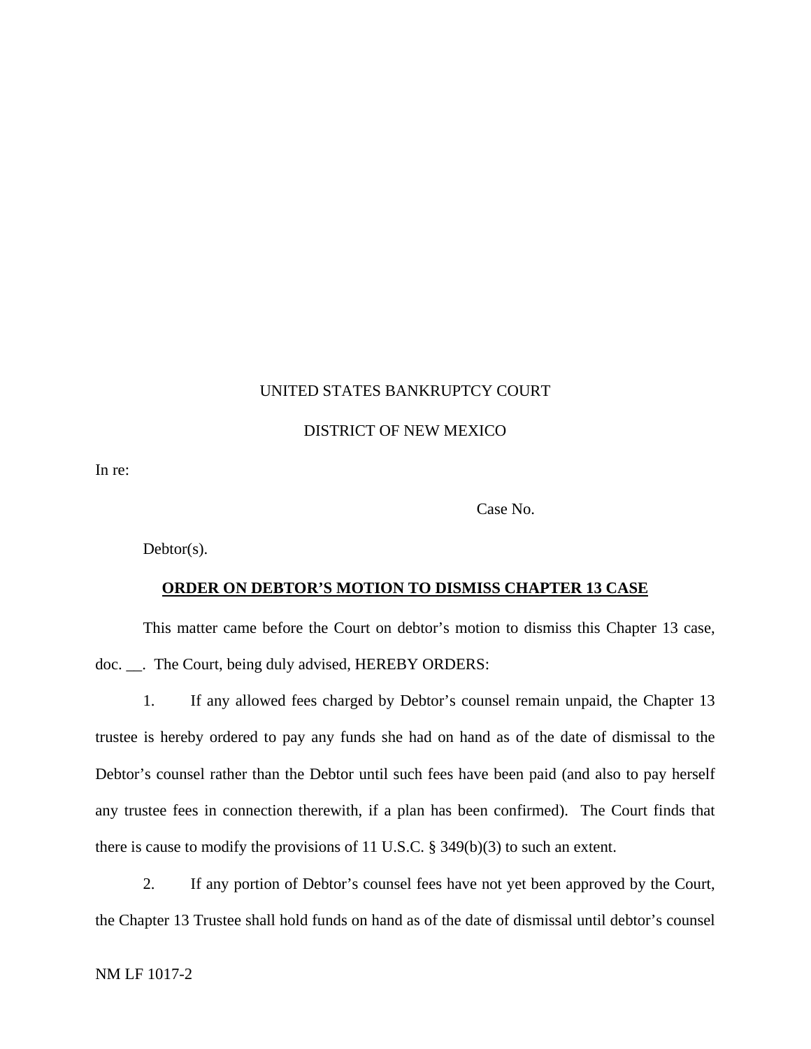UNITED STATES BANKRUPTCY COURT

DISTRICT OF NEW MEXICO

In re:

Case No.

Debtor(s).

**ORDER ON DEBTOR'S MOTION TO DISMISS CHAPTER 13 CASE**

This matter came before the Court on debtor's motion to dismiss this Chapter 13 case, doc. __. The Court, being duly advised, HEREBY ORDERS:

1. If any allowed fees charged by Debtor's counsel remain unpaid, the Chapter 13 trustee is hereby ordered to pay any funds she had on hand as of the date of dismissal to the Debtor's counsel rather than the Debtor until such fees have been paid (and also to pay herself any trustee fees in connection therewith, if a plan has been confirmed). The Court finds that there is cause to modify the provisions of 11 U.S.C. § 349(b)(3) to such an extent.

2. If any portion of Debtor's counsel fees have not yet been approved by the Court, the Chapter 13 Trustee shall hold funds on hand as of the date of dismissal until debtor's counsel

NM LF 1017-2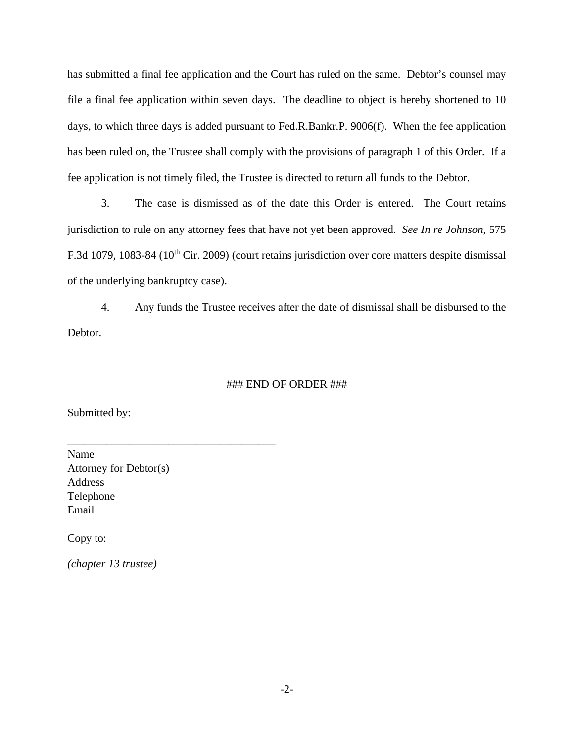has submitted a final fee application and the Court has ruled on the same. Debtor's counsel may file a final fee application within seven days. The deadline to object is hereby shortened to 10 days, to which three days is added pursuant to Fed.R.Bankr.P. 9006(f). When the fee application has been ruled on, the Trustee shall comply with the provisions of paragraph 1 of this Order. If a fee application is not timely filed, the Trustee is directed to return all funds to the Debtor.

3. The case is dismissed as of the date this Order is entered. The Court retains jurisdiction to rule on any attorney fees that have not yet been approved. *See In re Johnson*, 575 F.3d 1079, 1083-84 (10th Cir. 2009) (court retains jurisdiction over core matters despite dismissal of the underlying bankruptcy case).

4. Any funds the Trustee receives after the date of dismissal shall be disbursed to the Debtor.

### END OF ORDER ###

Submitted by:

\_\_\_\_\_\_\_\_\_\_\_\_\_\_\_\_\_\_\_\_\_\_\_\_\_\_\_\_\_\_\_\_\_\_\_\_\_\_

Name
Attorney for Debtor(s)
Address
Telephone
Email

Copy to:

*(chapter 13 trustee)*